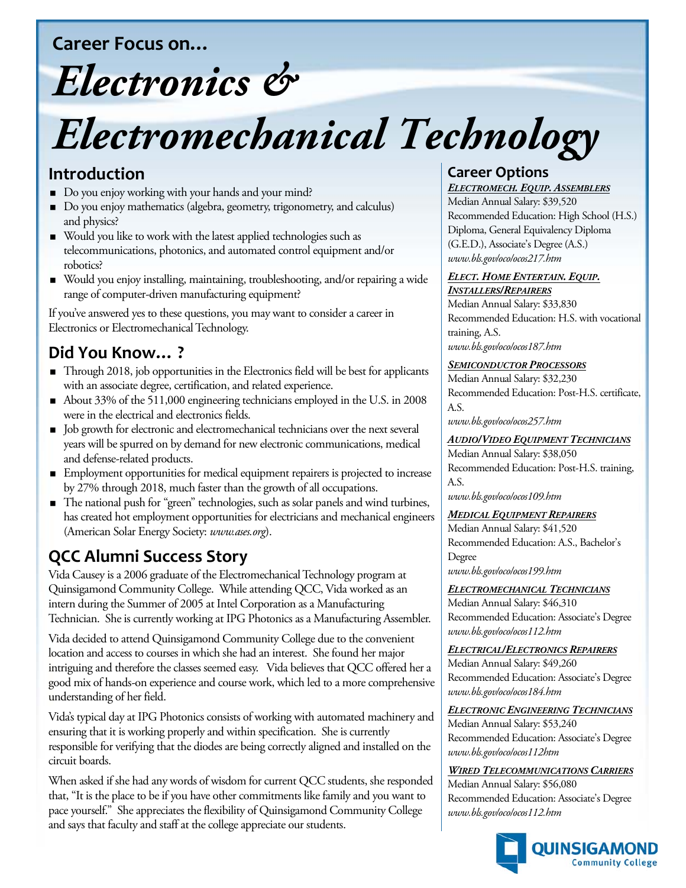Career Focus on...

# *Electronics & Electromechanical Technology*

## Introduction

- Do you enjoy working with your hands and your mind?
- Do you enjoy mathematics (algebra, geometry, trigonometry, and calculus) and physics?
- Would you like to work with the latest applied technologies such as telecommunications, photonics, and automated control equipment and/or robotics?
- Would you enjoy installing, maintaining, troubleshooting, and/or repairing a wide range of computer-driven manufacturing equipment?

If you've answered yes to these questions, you may want to consider a career in Electronics or Electromechanical Technology.

## Did You Know... ?

- Through 2018, job opportunities in the Electronics field will be best for applicants with an associate degree, certification, and related experience.
- About 33% of the 511,000 engineering technicians employed in the U.S. in 2008 were in the electrical and electronics fields.
- Job growth for electronic and electromechanical technicians over the next several years will be spurred on by demand for new electronic communications, medical and defense-related products.
- Employment opportunities for medical equipment repairers is projected to increase by 27% through 2018, much faster than the growth of all occupations.
- The national push for "green" technologies, such as solar panels and wind turbines, has created hot employment opportunities for electricians and mechanical engineers (American Solar Energy Society: *www.ases.org*).

## QCC Alumni Success Story

Vida Causey is a 2006 graduate of the Electromechanical Technology program at Quinsigamond Community College. While attending QCC, Vida worked as an intern during the Summer of 2005 at Intel Corporation as a Manufacturing Technician. She is currently working at IPG Photonics as a Manufacturing Assembler.

Vida decided to attend Quinsigamond Community College due to the convenient location and access to courses in which she had an interest. She found her major intriguing and therefore the classes seemed easy. Vida believes that QCC offered her a good mix of hands-on experience and course work, which led to a more comprehensive understanding of her field.

Vida's typical day at IPG Photonics consists of working with automated machinery and ensuring that it is working properly and within specification. She is currently responsible for verifying that the diodes are being correctly aligned and installed on the circuit boards.

When asked if she had any words of wisdom for current QCC students, she responded that, "It is the place to be if you have other commitments like family and you want to pace yourself." She appreciates the flexibility of Quinsigamond Community College and says that faculty and staff at the college appreciate our students.

## Career Options

***Electromech. Equip. Assemblers***
Median Annual Salary: $39,520
Recommended Education: High School (H.S.) Diploma, General Equivalency Diploma (G.E.D.), Associate's Degree (A.S.)
*www.bls.gov/oco/ocos217.htm*

***Elect. Home Entertain. Equip. Installers/Repairers***
Median Annual Salary: $33,830
Recommended Education: H.S. with vocational training, A.S.
*www.bls.gov/oco/ocos187.htm*

***Semiconductor Processors***
Median Annual Salary: $32,230
Recommended Education: Post-H.S. certificate, A.S.
*www.bls.gov/oco/ocos257.htm*

***Audio/Video Equipment Technicians***
Median Annual Salary: $38,050
Recommended Education: Post-H.S. training, A.S.
*www.bls.gov/oco/ocos109.htm*

***Medical Equipment Repairers***
Median Annual Salary: $41,520
Recommended Education: A.S., Bachelor's Degree
*www.bls.gov/oco/ocos199.htm*

***Electromechanical Technicians***
Median Annual Salary: $46,310
Recommended Education: Associate's Degree
*www.bls.gov/oco/ocos112.htm*

***Electrical/Electronics Repairers***
Median Annual Salary: $49,260
Recommended Education: Associate's Degree
*www.bls.gov/oco/ocos184.htm*

***Electronic Engineering Technicians***
Median Annual Salary: $53,240
Recommended Education: Associate's Degree
*www.bls.gov/oco/ocos112htm*

***Wired Telecommunications Carriers***
Median Annual Salary: $56,080
Recommended Education: Associate's Degree
*www.bls.gov/oco/ocos112.htm*

QUINSIGAMOND Community College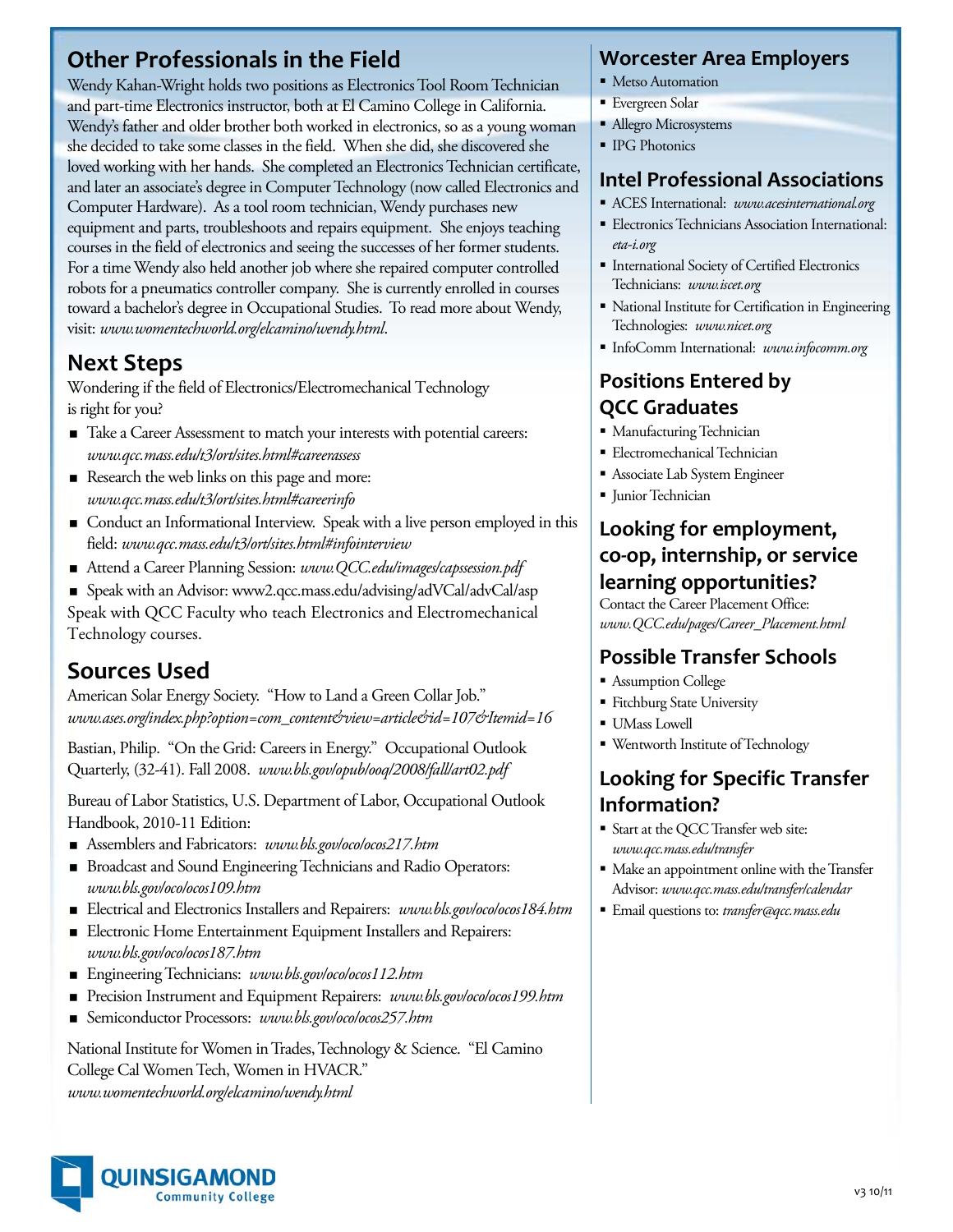## Other Professionals in the Field

Wendy Kahan-Wright holds two positions as Electronics Tool Room Technician and part-time Electronics instructor, both at El Camino College in California. Wendy's father and older brother both worked in electronics, so as a young woman she decided to take some classes in the field. When she did, she discovered she loved working with her hands. She completed an Electronics Technician certificate, and later an associate's degree in Computer Technology (now called Electronics and Computer Hardware). As a tool room technician, Wendy purchases new equipment and parts, troubleshoots and repairs equipment. She enjoys teaching courses in the field of electronics and seeing the successes of her former students. For a time Wendy also held another job where she repaired computer controlled robots for a pneumatics controller company. She is currently enrolled in courses toward a bachelor's degree in Occupational Studies. To read more about Wendy, visit: *www.womentechworld.org/elcamino/wendy.html*.

## Next Steps

Wondering if the field of Electronics/Electromechanical Technology is right for you?

- Take a Career Assessment to match your interests with potential careers: *www.qcc.mass.edu/t3/ort/sites.html#careerassess*
- Research the web links on this page and more: *www.qcc.mass.edu/t3/ort/sites.html#careerinfo*
- Conduct an Informational Interview. Speak with a live person employed in this field: *www.qcc.mass.edu/t3/ort/sites.html#infointerview*
- Attend a Career Planning Session: *www.QCC.edu/images/capssession.pdf*
- Speak with an Advisor: www2.qcc.mass.edu/advising/adVCal/advCal/asp

Speak with QCC Faculty who teach Electronics and Electromechanical Technology courses.

## Sources Used

American Solar Energy Society. "How to Land a Green Collar Job." *www.ases.org/index.php?option=com_content&view=article&id=107&Itemid=16*

Bastian, Philip. "On the Grid: Careers in Energy." Occupational Outlook Quarterly, (32-41). Fall 2008. *www.bls.gov/opub/ooq/2008/fall/art02.pdf*

Bureau of Labor Statistics, U.S. Department of Labor, Occupational Outlook Handbook, 2010-11 Edition:

- Assemblers and Fabricators: *www.bls.gov/oco/ocos217.htm*
- Broadcast and Sound Engineering Technicians and Radio Operators: *www.bls.gov/oco/ocos109.htm*
- Electrical and Electronics Installers and Repairers: *www.bls.gov/oco/ocos184.htm*
- Electronic Home Entertainment Equipment Installers and Repairers: *www.bls.gov/oco/ocos187.htm*
- Engineering Technicians: *www.bls.gov/oco/ocos112.htm*
- Precision Instrument and Equipment Repairers: *www.bls.gov/oco/ocos199.htm*
- Semiconductor Processors: *www.bls.gov/oco/ocos257.htm*

National Institute for Women in Trades, Technology & Science. "El Camino College Cal Women Tech, Women in HVACR." *www.womentechworld.org/elcamino/wendy.html*

## Worcester Area Employers

- Metso Automation
- Evergreen Solar
- Allegro Microsystems
- IPG Photonics

## Intel Professional Associations

- ACES International: *www.acesinternational.org*
- Electronics Technicians Association International: *eta-i.org*
- International Society of Certified Electronics Technicians: *www.iscet.org*
- National Institute for Certification in Engineering Technologies: *www.nicet.org*
- InfoComm International: *www.infocomm.org*

## Positions Entered by QCC Graduates

- Manufacturing Technician
- Electromechanical Technician
- Associate Lab System Engineer
- Junior Technician

## Looking for employment, co-op, internship, or service learning opportunities?

Contact the Career Placement Office: *www.QCC.edu/pages/Career_Placement.html*

## Possible Transfer Schools

- Assumption College
- Fitchburg State University
- UMass Lowell
- Wentworth Institute of Technology

## Looking for Specific Transfer Information?

- Start at the QCC Transfer web site: *www.qcc.mass.edu/transfer*
- Make an appointment online with the Transfer Advisor: *www.qcc.mass.edu/transfer/calendar*
- Email questions to: *transfer@qcc.mass.edu*

QUINSIGAMOND Community College

v3 10/11